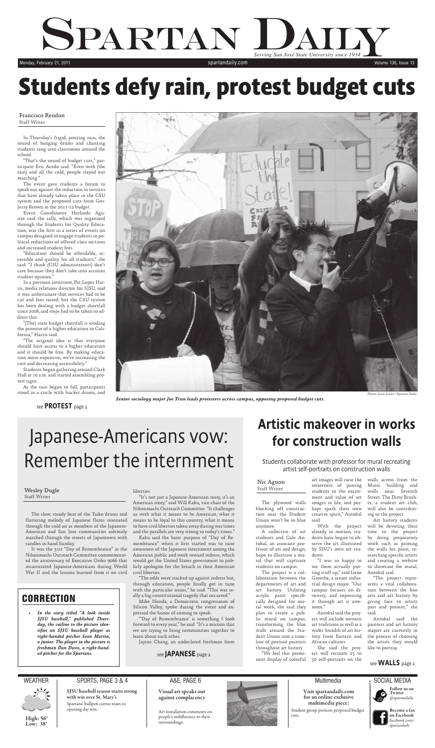# Spartan Daily

*Serving San José State University since 1934*

Monday, February 21, 2011 | spartandaily.com | Volume 136, Issue 13

# Students defy rain, protest budget cuts

Francisco Rendon
Staff Writer

In Thursday's frigid, pouring rain, the sound of banging drums and chanting students rang into classrooms around the school.

"That's the sound of budget cuts," participant Eric Acedo said. "Even with (the rain) and all the cold, people stayed out marching."

The event gave students a forum to speak out against the reduction in services that have already taken place in the CSU system and the proposed cuts from Gov. Jerry Brown in the 2011-12 budget.

Event Coordinator Herlinda Aguirre said the rally, which was organized through the Students for Quality Education, was the first in a series of events on campus designed to engage students in political reductions of offered class sections and increased student fees.

"Education should be affordable, accessible and quality for all students," she said. "I think (CSU administrators) don't care because they don't take into account student opinion."

In a previous interview, Pat Lopes Harris, media relations director for SJSU, said it was unfortunate that services had to be cut and fees raised, but the CSU system has been dealing with a budget shortfall since 2008, and steps had to be taken to address this.

"(The) state budget shortfall is eroding the promise of a higher education to California," Harris said.

"The original idea is that everyone should have access to a higher education and it should be free. By making education more expensive, we're increasing the cost and decreasing accessibility."

Students began gathering around Clark Hall at 10 a.m. and started assembling protest signs.

As the rain began to fall, participants stood in a circle with bucket drums, and

see **PROTEST** page 2

*Senior sociology major Joe Tran leads protesters across campus, opposing proposed budget cuts.*

Photo: Jesse Jones / Spartan Daily

# Japanese-Americans vow: Remember the internment

Wesley Dugle
Staff Writer

The slow, steady beat of the Taiko drums and fluttering melody of Japanese flutes resonated through the cold air as members of the Japanese-American and San Jose communities solemnly marched through the streets of Japantown with candles in hand Sunday.

It was the 31st "Day of Remembrance" as the Nihonmachi Outreach Committee commemorated the anniversary of Executive Order 9066 that incarcerated Japanese-Americans during World War II and the lessons learned from it on civil liberties.

"It's not just a Japanese-American story, it's an American story," said Will Kaku, vice chair of the Nihonmachi Outreach Committee. "It challenges us with what it means to be American, what it means to be loyal to this country, what it means to have civil liberties taken away during war times and the parallels are very strong to today's times."

Kaku said the basic purpose of "Day of Remembrance" when it first started was to raise awareness of the Japanese internment among the American public and work toward redress, which would get the United States government to publicly apologize for the breach in their American civil liberties.

"The odds were stacked up against redress but, through education, people finally got in tune with the particular issues," he said. "This was really a big constitutional tragedy that occurred."

Mike Honda, a Democratic congressman of Silicon Valley, spoke during the event and expressed the honor of coming to speak.

"'Day of Remembrance' is something I look forward to every year," he said. "It's a mission that we are trying to bring communities together to learn about each other.

Jaycee Chang, an undeclared freshman from

see **JAPANESE** page 2

## CORRECTION

- *In the story titled "A look inside SJSU baseball," published Thursday, the cutline to the picture identifies an SJSU baseball player as right-handed pitcher Sean Martin, a junior. The player in the picture is freshman Dan Davis, a right-handed pitcher for the Spartans.*

# Artistic makeover in works for construction walls

Students collaborate with professor for mural recreating artist self-portraits on construction walls

Nic Aguon
Staff Writer

The plywood walls blocking off construction near the Student Union won't be so blue anymore.

A collective of art students and Gale Antokal, an associate professor of art and design, hope to illustrate a mural that will captivate students on campus.

The project is a collaboration between the departments of art and art history. Utilizing acrylic paint specifically designed for mural work, she said they plan to create a public mural on campus, transforming the blue walls around the Student Union into a timeline of portrait painters throughout art history.

"We feel this prominent display of colorful art images will raise the awareness of passing students to the excitement and value of art images in life, and perhaps spark their own creative spirit," Antokal said.

With the project already in motion, students have begun to observe the art illustrated by SJSU's own art students.

"I was so happy to see them actually putting stuff up," said Irene Groethe, a senior industrial design major. "Our campus focuses on diversity, and expressing it through art is awesome."

Antokal said the project will include western art traditions as well as a wider breadth of art history from Eastern and African cultures.

She said the project will recreate 25 to 50 self-portraits on the walls across from the Music building and walls near Seventh Street. The Dirty Brushes, a student art club, will also be contributing to the project.

Art history students will be devoting their time to the project by doing preparatory work such as priming the walls for paint, researching specific artists and creating a website to showcase the mural, Antokal said.

"The project represents a vital collaboration between the fine arts and art history by giving face to artists past and present," she said.

Antokal said the painters and art history majors are currently in the process of choosing the artists they would like to portray.

see **WALLS** page 2

**WEATHER**

High: 56°
Low: 38°

**SPORTS, PAGE 3 & 4**

**SJSU baseball season starts strong with win over St. Mary's**
Spartans' bullpen carries team to opening day win.

**A&E, PAGE 6**

**Visual art speaks out against complacency**
Art installation comments on people's indifference to their surroundings.

**Multimedia**

**Visit spartandaily.com for an online exclusive multimedia piece:**
Student group protests proposed budget cuts.

**SOCIAL MEDIA**

**Follow us on Twitter** @spartandaily

**Become a fan on Facebook** facebook.com/spartandaily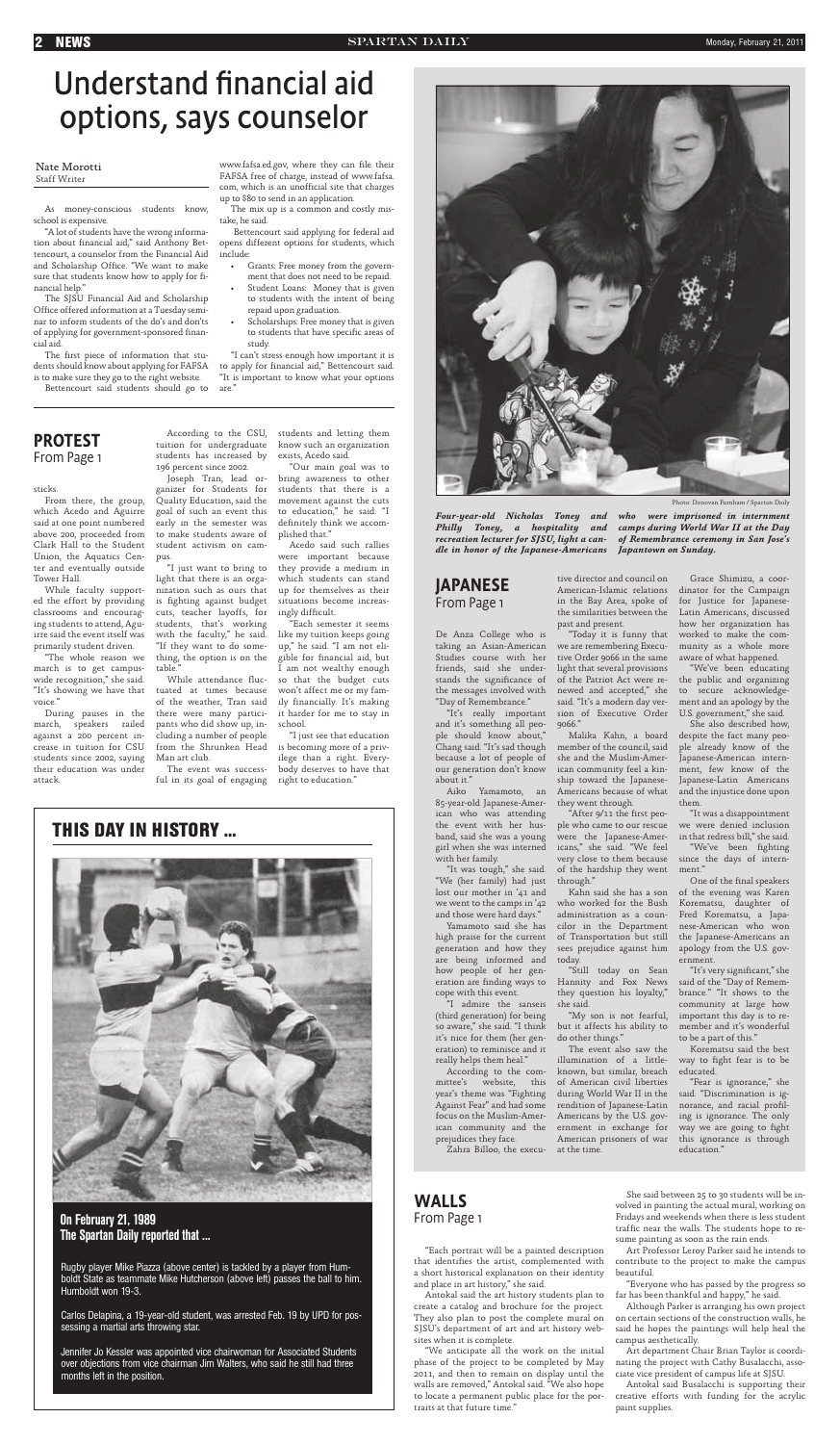# Understand financial aid options, says counselor

Nate Morotti
Staff Writer

As money-conscious students know, school is expensive.

"A lot of students have the wrong information about financial aid," said Anthony Bettencourt, a counselor from the Financial Aid and Scholarship Office. "We want to make sure that students know how to apply for financial help."

The SJSU Financial Aid and Scholarship Office offered information at a Tuesday seminar to inform students of the do's and don'ts of applying for government-sponsored financial aid.

The first piece of information that students should know about applying for FAFSA is to make sure they go to the right website.

Bettencourt said students should go to www.fafsa.ed.gov, where they can file their FAFSA free of charge, instead of www.fafsa.com, which is an unofficial site that charges up to $80 to send in an application.

The mix up is a common and costly mistake, he said.

Bettencourt said applying for federal aid opens different options for students, which include:

- Grants: Free money from the government that does not need to be repaid.
- Student Loans: Money that is given to students with the intent of being repaid upon graduation.
- Scholarships: Free money that is given to students that have specific areas of study.

"I can't stress enough how important it is to apply for financial aid," Bettencourt said. "It is important to know what your options are."

## PROTEST
From Page 1

sticks.

From there, the group, which Acedo and Aguirre said at one point numbered above 200, proceeded from Clark Hall to the Student Union, the Aquatics Center and eventually outside Tower Hall.

While faculty supported the effort by providing classrooms and encouraging students to attend, Aguirre said the event itself was primarily student driven.

"The whole reason we march is to get campus-wide recognition," she said. "It's showing we have that voice."

During pauses in the march, speakers railed against a 200 percent increase in tuition for CSU students since 2002, saying their education was under attack.

According to the CSU, tuition for undergraduate students has increased by 196 percent since 2002.

Joseph Tran, lead organizer for Students for Quality Education, said the goal of such an event this early in the semester was to make students aware of student activism on campus.

"I just want to bring to light that there is an organization such as ours that is fighting against budget cuts, teacher layoffs, for students, that's working with the faculty," he said. "If they want to do something, the option is on the table."

While attendance fluctuated at times because of the weather, Tran said there were many participants who did show up, including a number of people from the Shrunken Head Man art club.

The event was successful in its goal of engaging students and letting them know such an organization exists, Acedo said.

"Our main goal was to bring awareness to other students that there is a movement against the cuts to education," he said. "I definitely think we accomplished that."

Acedo said such rallies were important because they provide a medium in which students can stand up for themselves as their situations become increasingly difficult.

"Each semester it seems like my tuition keeps going up," he said. "I am not eligible for financial aid, but I am not wealthy enough so that the budget cuts won't affect me or my family financially. It's making it harder for me to stay in school.

"I just see that education is becoming more of a privilege than a right. Everybody deserves to have that right to education."

Photo: Donovan Farnham / Spartan Daily

*Four-year-old Nicholas Toney and Philly Toney, a hospitality and recreation lecturer for SJSU, light a candle in honor of the Japanese-Americans who were imprisoned in internment camps during World War II at the Day of Remembrance ceremony in San Jose's Japantown on Sunday.*

## JAPANESE
From Page 1

De Anza College who is taking an Asian-American Studies course with her friends, said she understands the significance of the messages involved with "Day of Remembrance."

"It's really important and it's something all people should know about," Chang said. "It's sad though because a lot of people of our generation don't know about it."

Aiko Yamamoto, an 85-year-old Japanese-American who was attending the event with her husband, said she was a young girl when she was interned with her family.

"It was tough," she said. "We (her family) had just lost our mother in '41 and we went to the camps in '42 and those were hard days."

Yamamoto said she has high praise for the current generation and how they are being informed and how people of her generation are finding ways to cope with this event.

"I admire the sanseis (third generation) for being so aware," she said. "I think it's nice for them (her generation) to reminisce and it really helps them heal."

According to the committee's website, this year's theme was "Fighting Against Fear" and had some focus on the Muslim-American community and the prejudices they face.

Zahra Billoo, the executive director and council on American-Islamic relations in the Bay Area, spoke of the similarities between the past and present.

"Today it is funny that we are remembering Executive Order 9066 in the same light that several provisions of the Patriot Act were renewed and accepted," she said. "It's a modern day version of Executive Order 9066."

Malika Kahn, a board member of the council, said she and the Muslim-American community feel a kinship toward the Japanese-Americans because of what they went through.

"After 9/11 the first people who came to our rescue were the Japanese-Americans," she said. "We feel very close to them because of the hardship they went through."

Kahn said she has a son who worked for the Bush administration as a councilor in the Department of Transportation but still sees prejudice against him today.

"Still today on Sean Hannity and Fox News they question his loyalty," she said.

"My son is not fearful, but it affects his ability to do other things."

The event also saw the illumination of a little-known, but similar, breach of American civil liberties during World War II in the rendition of Japanese-Latin Americans by the U.S. government in exchange for American prisoners of war at the time.

Grace Shimizu, a coordinator for the Campaign for Justice for Japanese-Latin Americans, discussed how her organization has worked to make the community as a whole more aware of what happened.

"We've been educating the public and organizing to secure acknowledgement and an apology by the U.S. government," she said.

She also described how, despite the fact many people already know of the Japanese-American internment, few know of the Japanese-Latin Americans and the injustice done upon them.

"It was a disappointment we were denied inclusion in that redress bill," she said.

"We've been fighting since the days of internment."

One of the final speakers of the evening was Karen Korematsu, daughter of Fred Korematsu, a Japanese-American who won the Japanese-Americans an apology from the U.S. government.

"It's very significant," she said of the "Day of Remembrance." "It shows to the community at large how important this day is to remember and it's wonderful to be a part of this."

Korematsu said the best way to fight fear is to be educated.

"Fear is ignorance," she said. "Discrimination is ignorance, and racial profiling is ignorance. The only way we are going to fight this ignorance is through education."

## THIS DAY IN HISTORY ...

**On February 21, 1989**
**The Spartan Daily reported that ...**

Rugby player Mike Piazza (above center) is tackled by a player from Humboldt State as teammate Mike Hutcherson (above left) passes the ball to him. Humboldt won 19-3.

Carlos Delapina, a 19-year-old student, was arrested Feb. 19 by UPD for possessing a martial arts throwing star.

Jennifer Jo Kessler was appointed vice chairwoman for Associated Students over objections from vice chairman Jim Walters, who said he still had three months left in the position.

## WALLS
From Page 1

"Each portrait will be a painted description that identifies the artist, complemented with a short historical explanation on their identity and place in art history," she said.

Antokal said the art history students plan to create a catalog and brochure for the project. They also plan to post the complete mural on SJSU's department of art and art history websites when it is complete.

"We anticipate all the work on the initial phase of the project to be completed by May 2011, and then to remain on display until the walls are removed," Antokal said. "We also hope to locate a permanent public place for the portraits at that future time."

She said between 25 to 30 students will be involved in painting the actual mural, working on Fridays and weekends when there is less student traffic near the walls. The students hope to resume painting as soon as the rain ends.

Art Professor Leroy Parker said he intends to contribute to the project to make the campus beautiful.

"Everyone who has passed by the progress so far has been thankful and happy," he said.

Although Parker is arranging his own project on certain sections of the construction walls, he said he hopes the paintings will help heal the campus aesthetically.

Art department Chair Brian Taylor is coordinating the project with Cathy Busalacchi, associate vice president of campus life at SJSU.

Antokal said Busalacchi is supporting their creative efforts with funding for the acrylic paint supplies.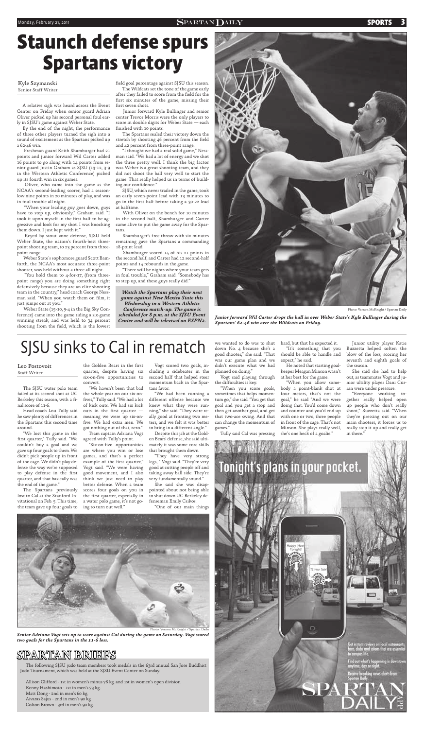# Staunch defense spurs Spartans victory

Kyle Szymanski
Senior Staff Writer

A relative sigh was heard across the Event Center on Friday when senior guard Adrian Oliver picked up his second personal foul early in SJSU's game against Weber State.

By the end of the night, the performance of three other players turned the sigh into a sound of excitement as the Spartans picked up a 62-46 win.

Freshman guard Keith Shamburger had 21 points and junior forward Wil Carter added 16 points to go along with 14 points from senior guard Justin Graham as SJSU (13-12, 3-9 in the Western Athletic Conference) picked up its fourth win in six games.

Oliver, who came into the game as the NCAA's second-leading scorer, had a season-low nine points in 20 minutes of play, and was in foul trouble all night.

"When your leading guy goes down, guys have to step up, obviously," Graham said. "I took it upon myself in the first half to be aggressive and look for my shot. I was knocking them down. I just kept with it."

Keyed by stout zone defense, SJSU held Weber State, the nation's fourth-best three-point shooting team, to 23 percent from three-point range.

Weber State's sophomore guard Scott Bamforth, the NCAA's most accurate three-point shooter, was held without a three all night.

"You hold them to 4-for-17, (from three-point range) you are doing something right defensively because they are an elite shooting team in the country," head coach George Nessman said. "When you watch them on film, it just jumps out at you."

Weber State (15-10, 9-4 in the Big Sky Conference) came into the game riding a six-game winning streak, and was held to 34 percent shooting from the field, which is the lowest field goal percentage against SJSU this season.

The Wildcats set the tone of the game early after they failed to score from the field for the first six minutes of the game, missing their first seven shots.

Junior forward Kyle Bullinger and senior center Trevor Morris were the only players to score in double digits for Weber State — each finished with 10 points.

The Spartans sealed their victory down the stretch by shooting 46 percent from the field and 42 percent from three-point range.

"I thought we had a real solid game," Nessman said. "We had a lot of energy and we shot the three pretty well. I think the big factor was Weber is a great shooting team, and they did not shoot the ball very well to start the game. That really helped us in terms of building our confidence."

SJSU, which never trailed in the game, took an early seven-point lead with 13 minutes to go in the first half before taking a 30-22 lead at halftime.

With Oliver on the bench for 10 minutes in the second half, Shamburger and Carter came alive to put the game away for the Spartans.

Shamburger's free throw with six minutes remaining gave the Spartans a commanding 18-point lead.

Shamburger scored 14 of his 21 points in the second half, and Carter had 12 second-half points and 14 rebounds in the game.

"There will be nights where your team gets in foul trouble," Graham said. "Somebody has to step up, and these guys really did."

***Watch the Spartans play their next game against New Mexico State this Wednesday in a Western Athletic Conference match-up. The game is scheduled for 8 p.m. at the SJSU Event Center and will be televised on ESPN2.***

Photo: Vernon McKnight / Spartan Daily

***Junior forward Wil Carter drops the ball in over Weber State's Kyle Bullinger during the Spartans' 62-46 win over the Wildcats on Friday.***

# SJSU sinks to Cal in rematch

Leo Postovoit
Staff Writer

The SJSU water polo team failed at its second shot at UC Berkeley this season, with a final score of 11-6.

Head coach Lou Tully said he saw plenty of differences in the Spartans this second time around.

"We lost this game in the first quarter," Tully said. "We couldn't buy a goal and we gave up four goals to them. We didn't pick people up in front of the cage. We didn't play defense the way we're supposed to play defense in the first quarter, and that basically was the end of the game."

The Spartans previously lost to Cal at the Stanford Invitational on Feb. 5. This time, the team gave up four goals to the Golden Bears in the first quarter, despite having six six-on-five opportunities to convert.

"We haven't been that bad the whole year on our six-on-fives," Tully said. "We had a lot of kick outs. We had six kick outs in the first quarter — meaning we were up six-on-five. We had extra men. We got nothing out of that, zero."

Team captain Adriana Vogt agreed with Tully's point.

"Six-on-five opportunities are where you win or lose games, and that's a perfect example of the first quarter," Vogt said. "We were having good movement, and I also think we just need to play better defense. When a team scores four goals on you in the first quarter, especially in a water polo game, it's not going to turn out well."

Vogt scored two goals, including a sidebeater in the second half that helped steer momentum back in the Spartans favor.

"We had been running a different offense because we knew what they were running," she said. "They were really good at fronting two meters, and we felt it was better to bring in a different angle."

Despite this jab at the Golden Bears' defense, she said ultimately it was some core skills that brought them down.

"They have very strong legs," Vogt said. "They're very good at cutting people off and taking away ball side. They're very fundamentally sound."

She said she was disappointed about not being able to shut down UC Berkeley defenseman Emily Csikos.

"One of our main things we wanted to do was to shut down No. 4 because she's a good shooter," she said. "That was our game plan and we didn't execute what we had planned on doing."

Vogt said playing through the difficulties is key.

"When you score goals, sometimes that helps momentum go," she said. "You get that goal and you get a stop and then get another goal, and get that two-ace swing. And that can change the momentum of games."

Tully said Cal was pressing hard, but that he expected it.

"It's something that you should be able to handle and expect," he said.

He noted that starting goalkeeper Meagan Minson wasn't at her best for the game.

"When you allow somebody a point-blank shot at four meters, that's not the goal," he said. "And we were doing that. You'd come down and counter and you'd end up with one or two, three people in front of the cage. That's not Minson. She plays really well, she's one heck of a goalie."

Junior utility player Katie Buzzetta helped soften the blow of the loss, scoring her seventh and eighth goals of the season.

She said she had to help out, as teammates Vogt and junior ultility player Dani Curran were under pressure.

"Everyone working together really helped open up people who don't really shoot," Buzzetta said. "When they're pressing out on our main shooters, it forces us to really step it up and really get in there."

Photo: Vernon McKnight / Spartan Daily

***Senior Adriana Vogt sets up to score against Cal during the game on Saturday. Vogt scored two goals for the Spartans in the 11-6 loss.***

Tonight's plans in your pocket.

Get instant reviews on local restaurants, bars, clubs and salons that are essential to campus life.

Find out what's happening in downtown anytime, day or night.

Receive breaking news alerts from Spartan Daily.

SPARTAN DAILY App

## SPARTAN BRIEFS

The following SJSU judo team members took medals in the 63rd annual San Jose Buddhist Judo Tournament, which was held at the SJSU Event Center on Sunday.

Allison Clifford - 1st in women's minus 78 kg. and 1st in women's open division.
Kenny Hashimoto - 1st in men's 73 kg.
Matt Dong - 2nd in men's 60 kg.
Aivaras Sajus - 2nd in men's 90 kg.
Colton Brown - 3rd in men's 90 kg.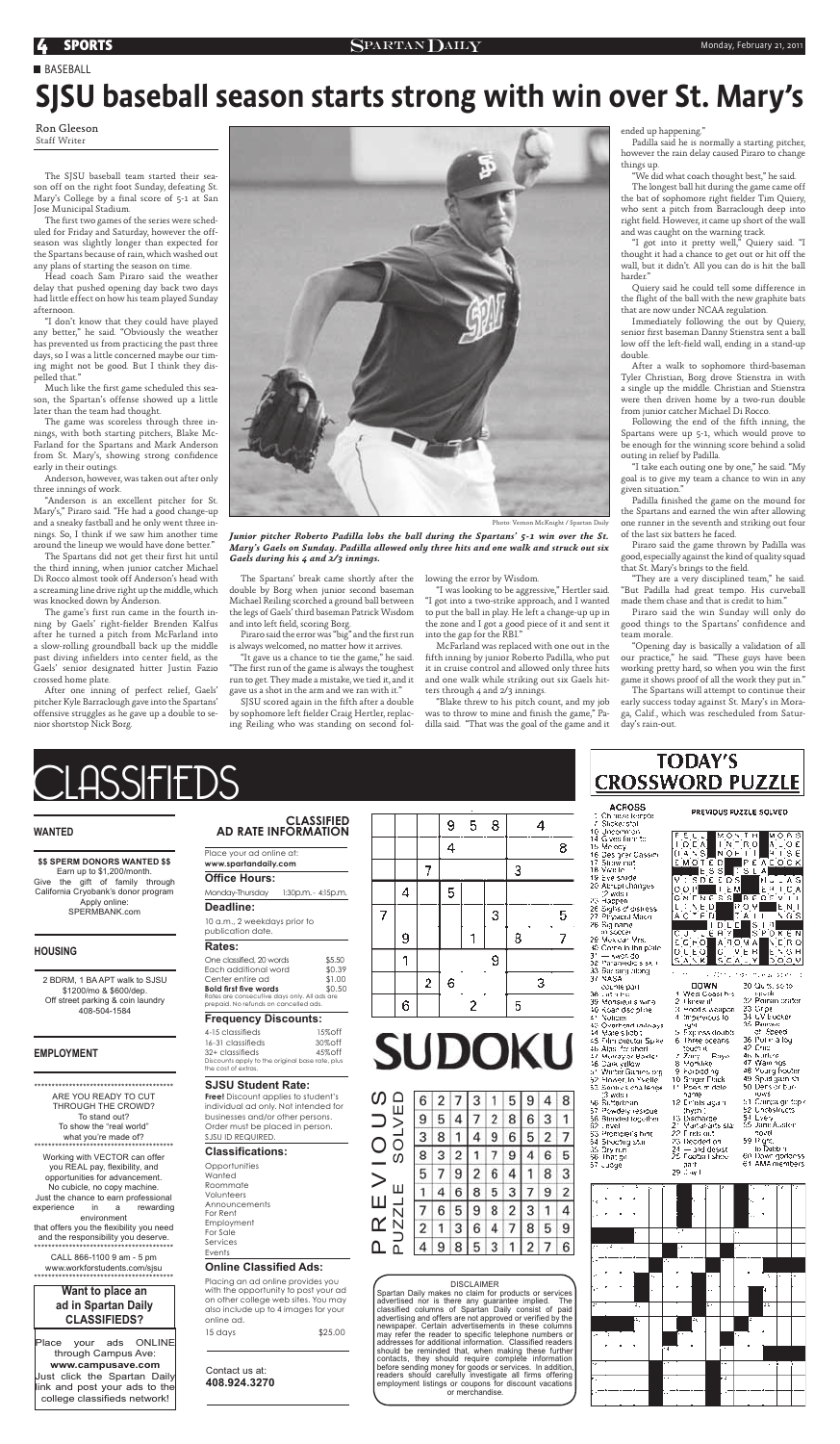BASEBALL

# SJSU baseball season starts strong with win over St. Mary's

Ron Gleeson
Staff Writer

The SJSU baseball team started their season off on the right foot Sunday, defeating St. Mary's College by a final score of 5-1 at San Jose Municipal Stadium.

The first two games of the series were scheduled for Friday and Saturday, however the offseason was slightly longer than expected for the Spartans because of rain, which washed out any plans of starting the season on time.

Head coach Sam Piraro said the weather delay that pushed opening day back two days had little effect on how his team played Sunday afternoon.

"I don't know that they could have played any better," he said. "Obviously the weather has prevented us from practicing the past three days, so I was a little concerned maybe our timing might not be good. But I think they dispelled that."

Much like the first game scheduled this season, the Spartan's offense showed up a little later than the team had thought.

The game was scoreless through three innings, with both starting pitchers, Blake McFarland for the Spartans and Mark Anderson from St. Mary's, showing strong confidence early in their outings.

Anderson, however, was taken out after only three innings of work.

"Anderson is an excellent pitcher for St. Mary's," Piraro said. "He had a good change-up and a sneaky fastball and he only went three innings. So, I think if we saw him another time around the lineup we would have done better."

The Spartans did not get their first hit until the third inning, when junior catcher Michael Di Rocco almost took off Anderson's head with a screaming line drive right up the middle, which was knocked down by Anderson.

The game's first run came in the fourth inning by Gaels' right-fielder Brenden Kalfus after he turned a pitch from McFarland into a slow-rolling groundball back up the middle past diving infielders into center field, as the Gaels' senior designated hitter Justin Fazio crossed home plate.

After one inning of perfect relief, Gaels' pitcher Kyle Barraclough gave into the Spartans' offensive struggles as he gave up a double to senior shortstop Nick Borg.

*Junior pitcher Roberto Padilla lobs the ball during the Spartans' 5-1 win over the St. Mary's Gaels on Sunday. Padilla allowed only three hits and one walk and struck out six Gaels during his 4 and 2/3 innings.*

Photo: Vernon McKnight / Spartan Daily

The Spartans' break came shortly after the double by Borg when junior second baseman Michael Reiling scorched a ground ball between the legs of Gaels' third baseman Patrick Wisdom and into left field, scoring Borg.

Piraro said the error was "big" and the first run is always welcomed, no matter how it arrives.

"It gave us a chance to tie the game," he said. "The first run of the game is always the toughest run to get. They made a mistake, we tied it, and it gave us a shot in the arm and we ran with it."

SJSU scored again in the fifth after a double by sophomore left fielder Craig Hertler, replacing Reiling who was standing on second following the error by Wisdom.

"I was looking to be aggressive," Hertler said. "I got into a two-strike approach, and I wanted to put the ball in play. He left a change-up up in the zone and I got a good piece of it and sent it into the gap for the RBI."

McFarland was replaced with one out in the fifth inning by junior Roberto Padilla, who put it in cruise control and allowed only three hits and one walk while striking out six Gaels hitters through 4 and 2/3 innings.

"Blake threw to his pitch count, and my job was to throw to mine and finish the game," Padilla said. "That was the goal of the game and it ended up happening."

Padilla said he is normally a starting pitcher, however the rain delay caused Piraro to change things up.

"We did what coach thought best," he said.

The longest ball hit during the game came off the bat of sophomore right fielder Tim Quiery, who sent a pitch from Barraclough deep into right field. However, it came up short of the wall and was caught on the warning track.

"I got into it pretty well," Quiery said. "I thought it had a chance to get out or hit off the wall, but it didn't. All you can do is hit the ball harder."

Quiery said he could tell some difference in the flight of the ball with the new graphite bats that are now under NCAA regulation.

Immediately following the out by Quiery, senior first baseman Danny Stienstra sent a ball low off the left-field wall, ending in a stand-up double.

After a walk to sophomore third-baseman Tyler Christian, Borg drove Stienstra in with a single up the middle. Christian and Stienstra were then driven home by a two-run double from junior catcher Michael Di Rocco.

Following the end of the fifth inning, the Spartans were up 5-1, which would prove to be enough for the winning score behind a solid outing in relief by Padilla.

"I take each outing one by one," he said. "My goal is to give my team a chance to win in any given situation."

Padilla finished the game on the mound for the Spartans and earned the win after allowing one runner in the seventh and striking out four of the last six batters he faced.

Piraro said the game thrown by Padilla was good, especially against the kind of quality squad that St. Mary's brings to the field.

"They are a very disciplined team," he said. "But Padilla had great tempo. His curveball made them chase and that is credit to him."

Piraro said the win Sunday will only do good things to the Spartans' confidence and team morale.

"Opening day is basically a validation of all our practice," he said. "These guys have been working pretty hard, so when you win the first game it shows proof of all the work they put in."

The Spartans will attempt to continue their early success today against St. Mary's in Moraga, Calif., which was rescheduled from Saturday's rain-out.

# CLASSIFIEDS

## WANTED

**$$ SPERM DONORS WANTED $$**
Earn up to $1,200/month.
Give the gift of family through California Cryobank's donor program
Apply online:
SPERMBANK.com

## HOUSING

2 BDRM, 1 BA APT walk to SJSU
$1200/mo & $600/dep.
Off street parking & coin laundry
408-504-1584

## EMPLOYMENT

ARE YOU READY TO CUT THROUGH THE CROWD?
To stand out?
To show the "real world" what you're made of?

Working with VECTOR can offer you REAL pay, flexibility, and opportunities for advancement.
No cubicle, no copy machine.
Just the chance to earn professional experience in a rewarding environment
that offers you the flexibility you need and the responsibility you deserve.

CALL 866-1100 9 am - 5 pm
www.workforstudents.com/sjsu

**Want to place an ad in Spartan Daily CLASSIFIEDS?**

Place your ads ONLINE through Campus Ave:
**www.campusave.com**
Just click the Spartan Daily link and post your ads to the college classifieds network!

## CLASSIFIED AD RATE INFORMATION

Place your ad online at:
**www.spartandaily.com**

### Office Hours:

Monday-Thursday 1:30p.m. - 4:15p.m.

### Deadline:

10 a.m., 2 weekdays prior to publication date.

### Rates:

| | |
|---|---|
| One classified, 20 words | $5.50 |
| Each additional word | $0.39 |
| Center entire ad | $1.00 |
| **Bold first five words** | $0.50 |

Rates are consecutive days only. All ads are prepaid. No refunds on cancelled ads.

### Frequency Discounts:

| | |
|---|---|
| 4-15 classifieds | 15%off |
| 16-31 classifieds | 30%off |
| 32+ classifieds | 45%off |

Discounts apply to the original base rate, plus the cost of extras.

### SJSU Student Rate:

**Free!** Discount applies to student's individual ad only. Not intended for businesses and/or other persons. Order must be placed in person. SJSU ID REQUIRED.

### Classifications:

Opportunities
Wanted
Roommate
Volunteers
Announcements
For Rent
Employment
For Sale
Services
Events

### Online Classified Ads:

Placing an ad online provides you with the opportunity to post your ad on other college web sites. You may also include up to 4 images for your online ad.

15 days $25.00

Contact us at:
**408.924.3270**

# SUDOKU

| | | | | | | | | |
|---|---|---|---|---|---|---|---|---|
| | | | 9 | 5 | 8 | | 4 | |
| | | | 4 | | | | | 8 |
| | | 7 | | | | 3 | | |
| | 4 | | 5 | | | | | |
| 7 | | | | | 3 | | | 5 |
| | 9 | | | 1 | | 8 | | 7 |
| | 1 | | | | 9 | | | |
| | | 2 | 6 | | | | 3 | |
| | 6 | | | 2 | | 5 | | |

PREVIOUS PUZZLE SOLVED

| | | | | | | | | |
|---|---|---|---|---|---|---|---|---|
| 6 | 2 | 7 | 3 | 1 | 5 | 9 | 4 | 8 |
| 9 | 5 | 4 | 7 | 2 | 8 | 6 | 3 | 1 |
| 3 | 8 | 1 | 4 | 9 | 6 | 5 | 2 | 7 |
| 8 | 3 | 2 | 1 | 7 | 9 | 4 | 6 | 5 |
| 5 | 7 | 9 | 2 | 6 | 4 | 1 | 8 | 3 |
| 1 | 4 | 6 | 8 | 5 | 3 | 7 | 9 | 2 |
| 7 | 6 | 5 | 9 | 8 | 2 | 3 | 1 | 4 |
| 2 | 1 | 3 | 6 | 4 | 7 | 8 | 5 | 9 |
| 4 | 9 | 8 | 5 | 3 | 1 | 2 | 7 | 6 |

DISCLAIMER
Spartan Daily makes no claim for products or services advertised nor is there any guarantee implied. The classified columns of Spartan Daily consist of paid advertising and offers are not approved or verified by the newspaper. Certain advertisements in these columns may refer the reader to specific telephone numbers or addresses for additional information. Classified readers should be reminded that, when making these further contacts, they should require complete information before sending money for goods or services. In addition, readers should carefully investigate all firms offering employment listings or coupons for discount vacations or merchandise.

# TODAY'S CROSSWORD PUZZLE

**ACROSS**

1 Chinese temple
5 Slicker skin
10 Watermelon
14 Gives form to
15 Memory
16 Designer Cassini
17 Slow not
18 Vehicle
19 Eye shade
20 Abrupt changes
23 Happen
26 Signs of distress
27 Pinpoint Macro
28 Big name in soccer
29 Mexican Mrs.
30 Come in the plate
31 — Lauder
32 Paramedic's skill
33 Barking along
37 NASA counterpart
38 Lustrous
39 Monsieur's wife
40 Acad discipline
41 Vultures
45 Overhead railways
44 Males lobby
45 Film director Spike
46 Alas, for short
47 Mother or Baxter
48 Dark yellow
51 Winter Games org.
52 Flower, In Yvette
53 Seminole's heritage
56 Buttermilk
57 Powdery residue
58 Handled together
59 Jewel
60 Prompter's hint
61 Shooting star
62 Dry run
63 That girl
64 Judge

**PREVIOUS PUZZLE SOLVED**

**DOWN**

1 West Coast hrs
2 Hammer it!
3 Hood's weapon
4 Impervious to light
5 Express doubts
6 Three oceans touch it
7 Zany — Rayo
8 Vacations
9 Forbidding
10 Singer Frank
11 Poet's middle name
12 Emails again
13 Rhythm
21 Roommate
22 Marauders' site
24 Finish out
25 Headed on
26 — and desist
28 Football show part
29 Owl
30 Gives, so to speak
32 Roman orator
33 Grow
34 LV blocker
35 Poison
36 Put in a bay
42 Cries
43 Nurture
47 Warnings
48 Young fowler
49 Spud gun co.
50 Person of burdens
51 Campaign topic
52 Unobstructed
54 Lively
55 Jane Austen novel
59 Ruse
60 Dover goddess
61 AMA members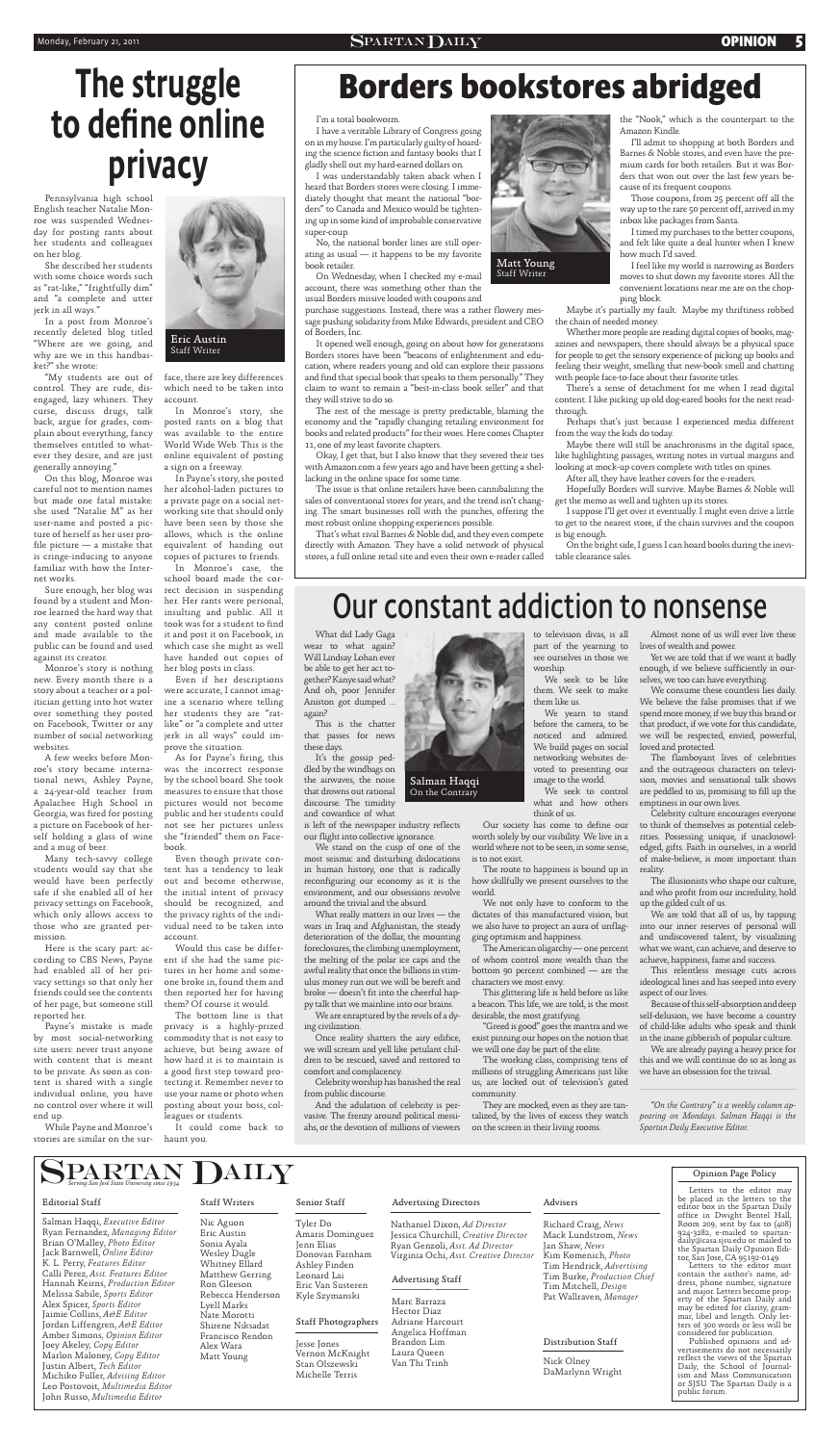# The struggle to define online privacy

Eric Austin
Staff Writer

Pennsylvania high school English teacher Natalie Monroe was suspended Wednesday for posting rants about her students and colleagues on her blog.

She described her students with some choice words such as "rat-like," "frightfully dim" and "a complete and utter jerk in all ways."

In a post from Monroe's recently deleted blog titled "Where are we going, and why are we in this handbasket?" she wrote:

"My students are out of control. They are rude, disengaged, lazy whiners. They curse, discuss drugs, talk back, argue for grades, complain about everything, fancy themselves entitled to whatever they desire, and are just generally annoying."

On this blog, Monroe was careful not to mention names but made one fatal mistake: she used "Natalie M" as her user-name and posted a picture of herself as her user profile picture — a mistake that is cringe-inducing to anyone familiar with how the Internet works.

Sure enough, her blog was found by a student and Monroe learned the hard way that any content posted online and made available to the public can be found and used against its creator.

Monroe's story is nothing new. Every month there is a story about a teacher or a politician getting into hot water over something they posted on Facebook, Twitter or any number of social networking websites.

A few weeks before Monroe's story became international news, Ashley Payne, a 24-year-old teacher from Apalachee High School in Georgia, was fired for posting a picture on Facebook of herself holding a glass of wine and a mug of beer.

Many tech-savvy college students would say that she would have been perfectly safe if she enabled all of her privacy settings on Facebook, which only allows access to those who are granted permission.

Here is the scary part: according to CBS News, Payne had enabled all of her privacy settings so that only her friends could see the contents of her page, but someone still reported her.

Payne's mistake is made by most social-networking site users: never trust anyone with content that is meant to be private. As soon as content is shared with a single individual online, you have no control over where it will end up.

While Payne and Monroe's stories are similar on the surface, there are key differences which need to be taken into account.

In Monroe's story, she posted rants on a blog that was available to the entire World Wide Web. This is the online equivalent of posting a sign on a freeway.

In Payne's story, she posted her alcohol-laden pictures to a private page on a social networking site that should only have been seen by those she allows, which is the online equivalent of handing out copies of pictures to friends.

In Monroe's case, the school board made the correct decision in suspending her. Her rants were personal, insulting and public. All it took was for a student to find it and post it on Facebook, in which case she might as well have handed out copies of her blog posts in class.

Even if her descriptions were accurate, I cannot imagine a scenario where telling her students they are "rat-like" or "a complete and utter jerk in all ways" could improve the situation.

As for Payne's firing, this was the incorrect response by the school board. She took measures to ensure that those pictures would not become public and her students could not see her pictures unless she "friended" them on Facebook.

Even though private content has a tendency to leak out and become otherwise, the initial intent of privacy should be recognized, and the individual need to be taken into account.

Would this case be different if she had the same pictures in her home and someone broke in, found them and then reported her for having them? Of course it would.

The bottom line is that privacy is a highly-prized commodity that is not easy to achieve, but being aware of how hard it is to maintain is a good first step toward protecting it. Remember never to use your name or photo when posting about your boss, colleagues or students.

It could come back to haunt you.

# Borders bookstores abridged

Matt Young
Staff Writer

I'm a total bookworm.

I have a veritable Library of Congress going on in my house. I'm particularly guilty of hoarding the science fiction and fantasy books that I gladly shell out my hard-earned dollars on.

I was understandably taken aback when I heard that Borders stores were closing. I immediately thought that meant the national "borders" to Canada and Mexico would be tightening up in some kind of improbable conservative super-coup.

No, the national border lines are still operating as usual — it happens to be my favorite book retailer.

On Wednesday, when I checked my e-mail account, there was something other than the usual Borders missive loaded with coupons and purchase suggestions. Instead, there was a rather flowery message pushing solidarity from Mike Edwards, president and CEO of Borders, Inc.

It opened well enough, going on about how for generations Borders stores have been "beacons of enlightenment and education, where readers young and old can explore their passions and find that special book that speaks to them personally." They claim to want to remain a "best-in-class book seller" and that they will strive to do so.

The rest of the message is pretty predictable, blaming the economy and the "rapidly changing retailing environment for books and related products" for their woes. Here comes Chapter 11, one of my least favorite chapters.

Okay, I get that, but I also know that they severed their ties with Amazon.com a few years ago and have been getting a shellacking in the online space for some time.

The issue is that online retailers have been cannibalizing the sales of conventional stores for years, and the trend isn't changing. The smart businesses roll with the punches, offering the most robust online shopping experiences possible.

That's what rival Barnes & Noble did, and they even compete directly with Amazon. They have a solid network of physical stores, a full online retail site and even their own e-reader called the "Nook," which is the counterpart to the Amazon Kindle.

I'll admit to shopping at both Borders and Barnes & Noble stores, and even have the premium cards for both retailers. But it was Borders that won out over the last few years because of its frequent coupons.

Those coupons, from 25 percent off all the way up to the rare 50 percent off, arrived in my inbox like packages from Santa.

I timed my purchases to the better coupons, and felt like quite a deal hunter when I knew how much I'd saved.

I feel like my world is narrowing as Borders moves to shut down my favorite stores. All the convenient locations near me are on the chopping block.

Maybe it's partially my fault. Maybe my thriftiness robbed the chain of needed money.

Whether more people are reading digital copies of books, magazines and newspapers, there should always be a physical space for people to get the sensory experience of picking up books and feeling their weight, smelling that new-book smell and chatting with people face-to-face about their favorite titles.

There's a sense of detachment for me when I read digital content. I like picking up old dog-eared books for the next read-through.

Perhaps that's just because I experienced media different from the way the kids do today.

Maybe there will still be anachronisms in the digital space, like highlighting passages, writing notes in virtual margins and looking at mock-up covers complete with titles on spines.

After all, they have leather covers for the e-readers.

Hopefully Borders will survive. Maybe Barnes & Noble will get the memo as well and tighten up its stores.

I suppose I'll get over it eventually. I might even drive a little to get to the nearest store, if the chain survives and the coupon is big enough.

On the bright side, I guess I can hoard books during the inevitable clearance sales.

# Our constant addiction to nonsense

Salman Haqqi
On the Contrary

What did Lady Gaga wear to what again? Will Lindsay Lohan ever be able to get her act together? Kanye said what? And oh, poor Jennifer Aniston got dumped ... again?

This is the chatter that passes for news these days.

It's the gossip peddled by the windbags on the airwaves, the noise that drowns out rational discourse. The timidity and cowardice of what is left of the newspaper industry reflects our flight into collective ignorance.

We stand on the cusp of one of the most seismic and disturbing dislocations in human history, one that is radically reconfiguring our economy as it is the environment, and our obsessions revolve around the trivial and the absurd.

What really matters in our lives — the wars in Iraq and Afghanistan, the steady deterioration of the dollar, the mounting foreclosures, the climbing unemployment, the melting of the polar ice caps and the awful reality that once the billions in stimulus money run out we will be bereft and broke — doesn't fit into the cheerful happy talk that we mainline into our brains.

We are enraptured by the revels of a dying civilization.

Once reality shatters the airy edifice, we will scream and yell like petulant children to be rescued, saved and restored to comfort and complacency.

Celebrity worship has banished the real from public discourse.

And the adulation of celebrity is pervasive. The frenzy around political messiahs, or the devotion of millions of viewers to television divas, is all part of the yearning to see ourselves in those we worship.

We seek to be like them. We seek to make them like us.

We yearn to stand before the camera, to be noticed and admired. We build pages on social networking websites devoted to presenting our image to the world.

We seek to control what and how others think of us.

Our society has come to define our worth solely by our visibility. We live in a world where not to be seen, in some sense, is to not exist.

The route to happiness is bound up in how skillfully we present ourselves to the world.

We not only have to conform to the dictates of this manufactured vision, but we also have to project an aura of unflagging optimism and happiness.

The American oligarchy — one percent of whom control more wealth than the bottom 90 percent combined — are the characters we most envy.

This glittering life is held before us like a beacon. This life, we are told, is the most desirable, the most gratifying.

"Greed is good" goes the mantra and we exist pinning our hopes on the notion that we will one day be part of the elite.

The working class, comprising tens of millions of struggling Americans just like us, are locked out of television's gated community.

They are mocked, even as they are tantalized, by the lives of excess they watch on the screen in their living rooms.

Almost none of us will ever live these lives of wealth and power.

Yet we are told that if we want it badly enough, if we believe sufficiently in ourselves, we too can have everything.

We consume these countless lies daily. We believe the false promises that if we spend more money, if we buy this brand or that product, if we vote for this candidate, we will be respected, envied, powerful, loved and protected.

The flamboyant lives of celebrities and the outrageous characters on television, movies and sensational talk shows are peddled to us, promising to fill up the emptiness in our own lives.

Celebrity culture encourages everyone to think of themselves as potential celebrities. Possessing unique, if unacknowledged, gifts. Faith in ourselves, in a world of make-believe, is more important than reality.

The illusionists who shape our culture, and who profit from our incredulity, hold up the gilded cult of us.

We are told that all of us, by tapping into our inner reservoirs of personal will and undiscovered talent, by visualizing what we want, can achieve, and deserve to achieve, happiness, fame and success.

This relentless message cuts across ideological lines and has seeped into every aspect of our lives.

Because of this self-absorption and deep self-delusion, we have become a country of child-like adults who speak and think in the inane gibberish of popular culture.

We are already paying a heavy price for this and we will continue do so as long as we have an obsession for the trivial.

*"On the Contrary" is a weekly column appearing on Mondays. Salman Haqqi is the Spartan Daily Executive Editor.*

---

## Spartan Daily
*Serving San José State University since 1934*

**Editorial Staff**
Salman Haqqi, *Executive Editor*
Ryan Fernandez, *Managing Editor*
Brian O'Malley, *Photo Editor*
Jack Barnwell, *Online Editor*
K. L. Perry, *Features Editor*
Calli Perez, *Asst. Features Editor*
Hannah Keirns, *Production Editor*
Melissa Sabile, *Sports Editor*
Alex Spicer, *Sports Editor*
Jaimie Collins, *A&E Editor*
Jordan Liffengren, *A&E Editor*
Amber Simons, *Opinion Editor*
Joey Akeley, *Copy Editor*
Marlon Maloney, *Copy Editor*
Justin Albert, *Tech Editor*
Michiko Fuller, *Advising Editor*
Leo Postovoit, *Multimedia Editor*
John Russo, *Multimedia Editor*

**Staff Writers**
Nic Aguon
Eric Austin
Sonia Ayala
Wesley Dugle
Whitney Ellard
Matthew Gerring
Ron Gleeson
Rebecca Henderson
Lyell Marks
Nate Morotti
Shirene Niksadat
Francisco Rendon
Alex Wara
Matt Young

**Senior Staff**
Tyler Do
Amaris Dominguez
Jenn Elias
Donovan Farnham
Ashley Finden
Leonard Lai
Eric Van Susteren
Kyle Szymanski

**Staff Photographers**
Jesse Jones
Vernon McKnight
Stan Olszewski
Michelle Terris

**Advertising Directors**
Nathaniel Dixon, *Ad Director*
Jessica Churchill, *Creative Director*
Ryan Genzoli, *Asst. Ad Director*
Virginia Ochi, *Asst. Creative Director*

**Advertising Staff**
Marc Barraza
Hector Diaz
Adriane Harcourt
Angelica Hoffman
Brandon Lim
Laura Queen
Van Thi Trinh

**Advisers**
Richard Craig, *News*
Mack Lundstrom, *News*
Jan Shaw, *News*
Kim Komenich, *Photo*
Tim Hendrick, *Advertising*
Tim Burke, *Production Chief*
Tim Mitchell, *Design*
Pat Wallraven, *Manager*

**Distribution Staff**
Nick Olney
DaMarlynn Wright

**Opinion Page Policy**

Letters to the editor may be placed in the letters to the editor box in the Spartan Daily office in Dwight Bentel Hall, Room 209, sent by fax to (408) 924-3282, e-mailed to spartandaily@casa.sjsu.edu or mailed to the Spartan Daily Opinion Editor, San Jose, CA 95192-0149.

Letters to the editor must contain the author's name, address, phone number, signature and major. Letters become property of the Spartan Daily and may be edited for clarity, grammar, libel and length. Only letters of 300 words or less will be considered for publication.

Published opinions and advertisements do not necessarily reflect the views of the Spartan Daily, the School of Journalism and Mass Communication or SJSU. The Spartan Daily is a public forum.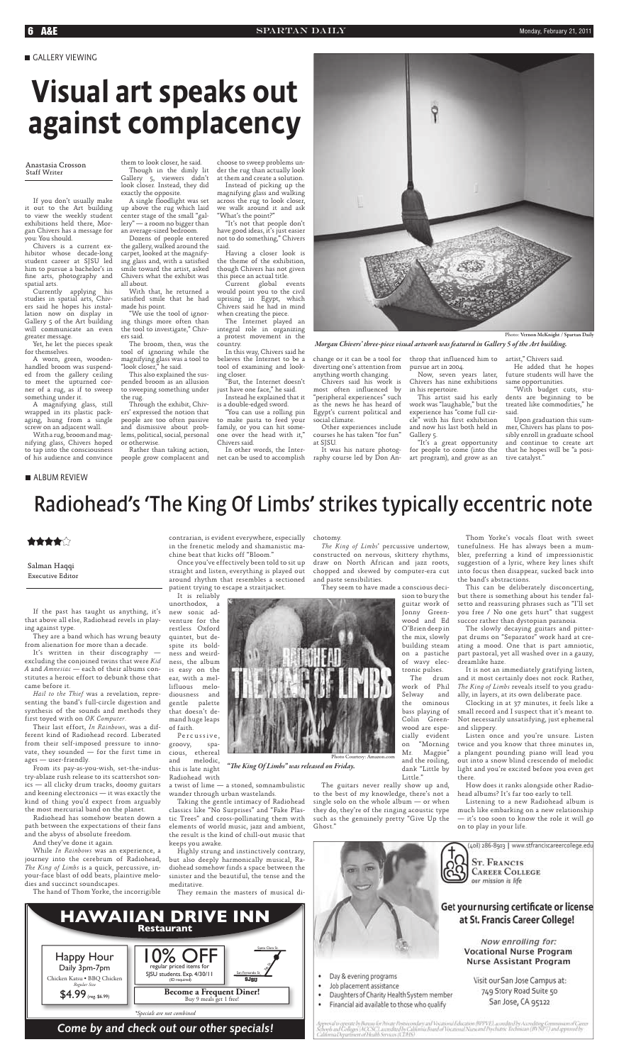GALLERY VIEWING

# Visual art speaks out against complacency

Anastasia Crosson
Staff Writer

If you don't usually make it out to the Art building to view the weekly student exhibitions held there, Morgan Chivers has a message for you: You should.

Chivers is a current exhibitor whose decade-long student career at SJSU led him to pursue a bachelor's in fine arts, photography and spatial arts.

Currently applying his studies in spatial arts, Chivers said he hopes his installation now on display in Gallery 5 of the Art building will communicate an even greater message.

Yet, he let the pieces speak for themselves.

A worn, green, wooden-handled broom was suspended from the gallery ceiling to meet the upturned corner of a rug, as if to sweep something under it.

A magnifying glass, still wrapped in its plastic packaging, hung from a single screw on an adjacent wall.

With a rug, broom and magnifying glass, Chivers hoped to tap into the consciousness of his audience and convince them to look closer, he said.

Though in the dimly lit Gallery 5, viewers didn't look closer. Instead, they did exactly the opposite.

A single floodlight was set up above the rug which laid center stage of the small "gallery" — a room no bigger than an average-sized bedroom.

Dozens of people entered the gallery, walked around the carpet, looked at the magnifying glass and, with a satisfied smile toward the artist, asked Chivers what the exhibit was all about.

With that, he returned a satisfied smile that he had made his point.

"We use the tool of ignoring things more often than the tool to investigate," Chivers said.

The broom, then, was the tool of ignoring while the magnifying glass was a tool to "look closer," he said.

This also explained the suspended broom as an allusion to sweeping something under the rug.

Through the exhibit, Chivers' expressed the notion that people are too often passive and dismissive about problems, political, social, personal or otherwise.

Rather than taking action, people grow complacent and choose to sweep problems under the rug than actually look at them and create a solution.

Instead of picking up the magnifying glass and walking across the rug to look closer, we walk around it and ask "What's the point?"

"It's not that people don't have good ideas, it's just easier not to do something," Chivers said.

Having a closer look is the theme of the exhibition, though Chivers has not given this piece an actual title.

Current global events would point you to the civil uprising in Egypt, which Chivers said he had in mind when creating the piece.

The Internet played an integral role in organizing a protest movement in the country.

In this way, Chivers said he believes the Internet to be a tool of examining and looking closer.

"But, the Internet doesn't just have one face," he said.

Instead he explained that it is a double-edged sword.

"You can use a rolling pin to make pasta to feed your family, or you can hit someone over the head with it," Chivers said.

In other words, the Internet can be used to accomplish change or it can be a tool for diverting one's attention from anything worth changing.

Chivers said his work is most often influenced by "peripheral experiences" such as the news he has heard of Egypt's current political and social climate.

Other experiences include courses he has taken "for fun" at SJSU.

It was his nature photography course led by Don Anthrop that influenced him to pursue art in 2004.

Now, seven years later, Chivers has nine exhibitions in his repertoire.

This artist said his early work was "laughable," but the experience has "come full circle" with his first exhibition and now his last both held in Gallery 5.

"It's a great opportunity for people to come (into the art program), and grow as an artist," Chivers said.

He added that he hopes future students will have the same opportunities.

"With budget cuts, students are beginning to be treated like commodities," he said.

Upon graduation this summer, Chivers has plans to possibly enroll in graduate school and continue to create art that he hopes will be "a positive catalyst."

Photo: Vernon McKnight / Spartan Daily

*Morgan Chivers' three-piece visual artwork was featured in Gallery 5 of the Art building.*

ALBUM REVIEW

# Radiohead's 'The King Of Limbs' strikes typically eccentric note

★★★★☆

Salman Haqqi
Executive Editor

If the past has taught us anything, it's that above all else, Radiohead revels in playing against type.

They are a band which has wrung beauty from alienation for more than a decade.

It's written in their discography — excluding the conjoined twins that were *Kid A* and *Amnesiac* — each of their albums constitutes a heroic effort to debunk those that came before it.

*Hail to the Thief* was a revelation, representing the band's full-circle digestion and synthesis of the sounds and methods they first toyed with on *OK Computer*.

Their last effort, *In Rainbows*, was a different kind of Radiohead record. Liberated from their self-imposed pressure to innovate, they sounded — for the first time in ages — user-friendly.

From its pay-as-you-wish, set-the-industry-ablaze rush release to its scattershot sonics — all clicky drum tracks, doomy guitars and keening electronics — it was exactly the kind of thing you'd expect from arguably the most mercurial band on the planet.

Radiohead has somehow beaten down a path between the expectations of their fans and the abyss of absolute freedom.

And they've done it again.

While *In Rainbows* was an experience, a journey into the cerebrum of Radiohead, *The King of Limbs* is a quick, percussive, in-your-face blast of odd beats, plaintive melodies and succinct soundscapes.

The hand of Thom Yorke, the incorrigible contrarian, is evident everywhere, especially in the frenetic melody and shamanistic machine beat that kicks off "Bloom."

Once you've effectively been told to sit up straight and listen, everything is played out around rhythm that resembles a sectioned patient trying to escape a straitjacket.

It is reliably unorthodox, a new sonic adventure for the restless Oxford quintet, but despite its boldness and weirdness, the album is easy on the ear, with a mellifluous melodiousness and gentle palette that doesn't demand huge leaps of faith.

Percussive, groovy, spacious, ethereal and melodic, this is late night Radiohead with a twist of lime — a stoned, somnambulistic wander through urban wastelands.

Taking the gentle intimacy of Radiohead classics like "No Surprises" and "Fake Plastic Trees" and cross-pollinating them with elements of world music, jazz and ambient, the result is the kind of chill-out music that keeps you awake.

Highly strung and instinctively contrary, but also deeply harmonically musical, Radiohead somehow finds a space between the sinister and the beautiful, the tense and the meditative.

They remain the masters of musical dichotomy.

Photo Courtesy: Amazon.com

*"The King Of Limbs" was released on Friday.*

*The King of Limbs*' percussive undertow, constructed on nervous, skittery rhythms, draw on North African and jazz roots, chopped and skewed by computer-era cut and paste sensibilities.

They seem to have made a conscious decision to bury the guitar work of Jonny Greenwood and Ed O'Brien deep in the mix, slowly building steam on a pastiche of wavy electronic pulses.

The drum work of Phil Selway and the ominous bass playing of Colin Greenwood are especially evident on "Morning Mr. Magpie" and the roiling, dank "Little by Little."

The guitars never really show up and, to the best of my knowledge, there's not a single solo on the whole album — or when they do, they're of the ringing acoustic type such as the genuinely pretty "Give Up the Ghost."

Thom Yorke's vocals float with sweet tunefulness. He has always been a mumbler, preferring a kind of impressionistic suggestion of a lyric, where key lines shift into focus then disappear, sucked back into the band's abstractions.

This can be deliberately disconcerting, but there is something about his tender falsetto and reassuring phrases such as "I'll set you free / No one gets hurt" that suggest succor rather than dystopian paranoia.

The slowly decaying guitars and pitter-pat drums on "Separator" work hard at creating a mood. One that is part amniotic, part pastoral, yet all washed over in a gauzy, dreamlike haze.

It is not an immediately gratifying listen, and it most certainly does not rock. Rather, *The King of Limbs* reveals itself to you gradually, in layers, at its own deliberate pace.

Clocking in at 37 minutes, it feels like a small record and I suspect that it's meant to. Not necessarily unsatisfying, just ephemeral and slippery.

Listen once and you're unsure. Listen twice and you know that three minutes in, a plangent pounding piano will lead you out into a snow blind crescendo of melodic light and you're excited before you even get there.

How does it ranks alongside other Radiohead albums? It's far too early to tell.

Listening to a new Radiohead album is much like embarking on a new relationship — it's too soon to know the role it will go on to play in your life.

**HAWAIIAN DRIVE INN**
Restaurant

Happy Hour
Daily 3pm-7pm
Chicken Katsu • BBQ Chicken
Regular Size
$4.99 (reg. $6.99)

10% OFF
regular priced items for SJSU students. Exp. 4/30/11
(ID required)

Become a Frequent Diner!
Buy 9 meals get 1 free!

*Specials are not combined

*Come by and check out our other specials!*

(408) 286-8903 | www.stfranciscareercollege.edu

ST. FRANCIS CAREER COLLEGE
our mission is life

**Get your nursing certificate or license at St. Francis Career College!**

Now enrolling for:
**Vocational Nurse Program**
**Nurse Assistant Program**

- Day & evening programs
- Job placement assistance
- Daughters of Charity Health System member
- Financial aid available to those who qualify

Visit our San Jose Campus at:
749 Story Road Suite 50
San Jose, CA 95122

Approval to operate by Bureau for Private Postsecondary and Vocational Education (BPPVE), accredited by Accrediting Commission of Career Schools and Colleges (ACCSC), accredited by California Board of Vocational Nurses and Psychiatric Technicians (BVNPT) and approved by California Department of Health Services (CDHS)